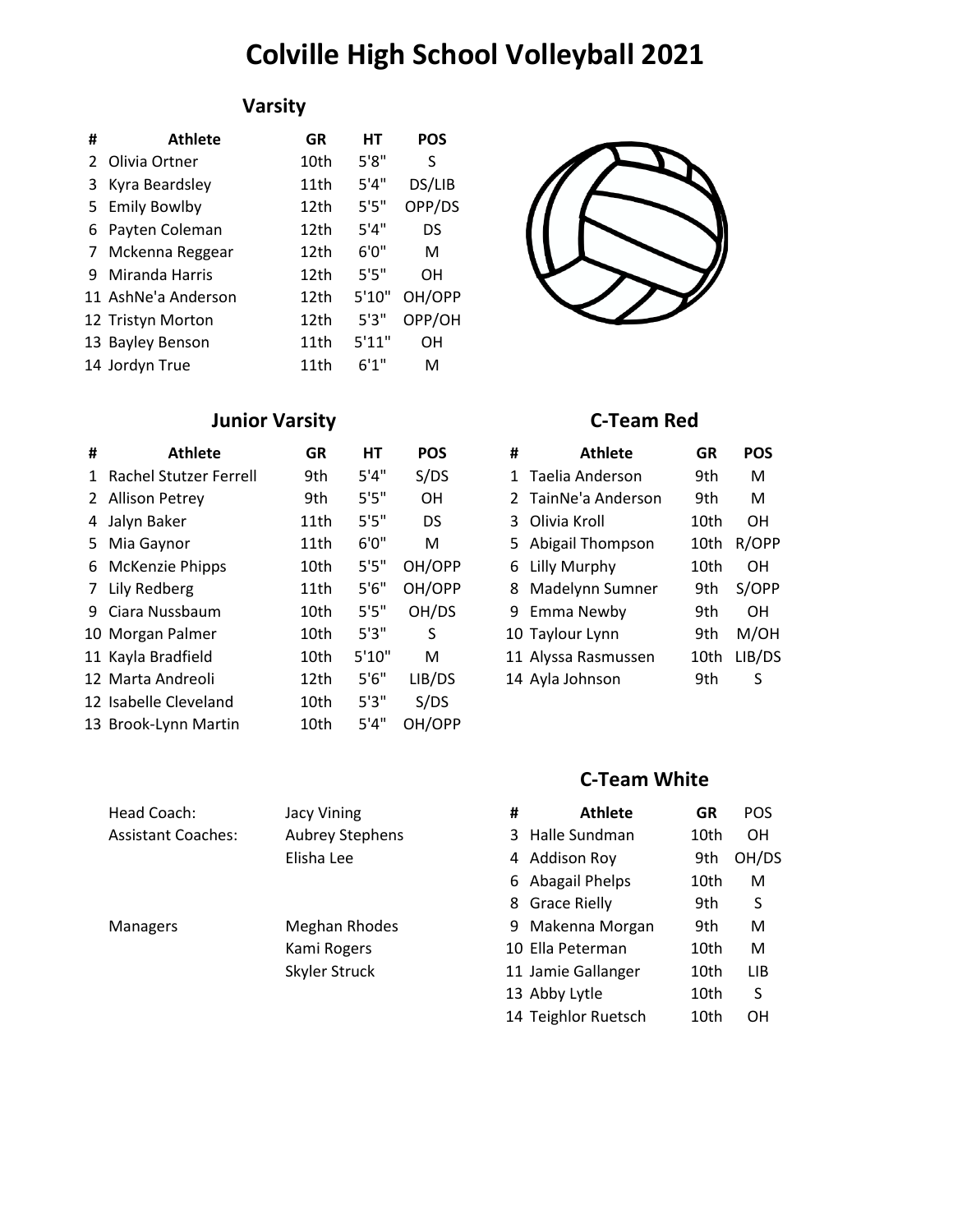# Colville High School Volleyball 2021

## Varsity

| # | Athlete | GR | HT | POS |
|---|---|---|---|---|
| 2 | Olivia Ortner | 10th | 5'8" | S |
| 3 | Kyra Beardsley | 11th | 5'4" | DS/LIB |
| 5 | Emily Bowlby | 12th | 5'5" | OPP/DS |
| 6 | Payten Coleman | 12th | 5'4" | DS |
| 7 | Mckenna Reggear | 12th | 6'0" | M |
| 9 | Miranda Harris | 12th | 5'5" | OH |
| 11 | AshNe'a Anderson | 12th | 5'10" | OH/OPP |
| 12 | Tristyn Morton | 12th | 5'3" | OPP/OH |
| 13 | Bayley Benson | 11th | 5'11" | OH |
| 14 | Jordyn True | 11th | 6'1" | M |

## Junior Varsity

| # | Athlete | GR | HT | POS |
|---|---|---|---|---|
| 1 | Rachel Stutzer Ferrell | 9th | 5'4" | S/DS |
| 2 | Allison Petrey | 9th | 5'5" | OH |
| 4 | Jalyn Baker | 11th | 5'5" | DS |
| 5 | Mia Gaynor | 11th | 6'0" | M |
| 6 | McKenzie Phipps | 10th | 5'5" | OH/OPP |
| 7 | Lily Redberg | 11th | 5'6" | OH/OPP |
| 9 | Ciara Nussbaum | 10th | 5'5" | OH/DS |
| 10 | Morgan Palmer | 10th | 5'3" | S |
| 11 | Kayla Bradfield | 10th | 5'10" | M |
| 12 | Marta Andreoli | 12th | 5'6" | LIB/DS |
| 12 | Isabelle Cleveland | 10th | 5'3" | S/DS |
| 13 | Brook-Lynn Martin | 10th | 5'4" | OH/OPP |

## C-Team Red

| # | Athlete | GR | POS |
|---|---|---|---|
| 1 | Taelia Anderson | 9th | M |
| 2 | TainNe'a Anderson | 9th | M |
| 3 | Olivia Kroll | 10th | OH |
| 5 | Abigail Thompson | 10th | R/OPP |
| 6 | Lilly Murphy | 10th | OH |
| 8 | Madelynn Sumner | 9th | S/OPP |
| 9 | Emma Newby | 9th | OH |
| 10 | Taylour Lynn | 9th | M/OH |
| 11 | Alyssa Rasmussen | 10th | LIB/DS |
| 14 | Ayla Johnson | 9th | S |

## C-Team White

| # | Athlete | GR | POS |
|---|---|---|---|
| 3 | Halle Sundman | 10th | OH |
| 4 | Addison Roy | 9th | OH/DS |
| 6 | Abagail Phelps | 10th | M |
| 8 | Grace Rielly | 9th | S |
| 9 | Makenna Morgan | 9th | M |
| 10 | Ella Peterman | 10th | M |
| 11 | Jamie Gallanger | 10th | LIB |
| 13 | Abby Lytle | 10th | S |
| 14 | Teighlor Ruetsch | 10th | OH |

Head Coach: Jacy Vining

Assistant Coaches: Aubrey Stephens, Elisha Lee

Managers: Meghan Rhodes, Kami Rogers, Skyler Struck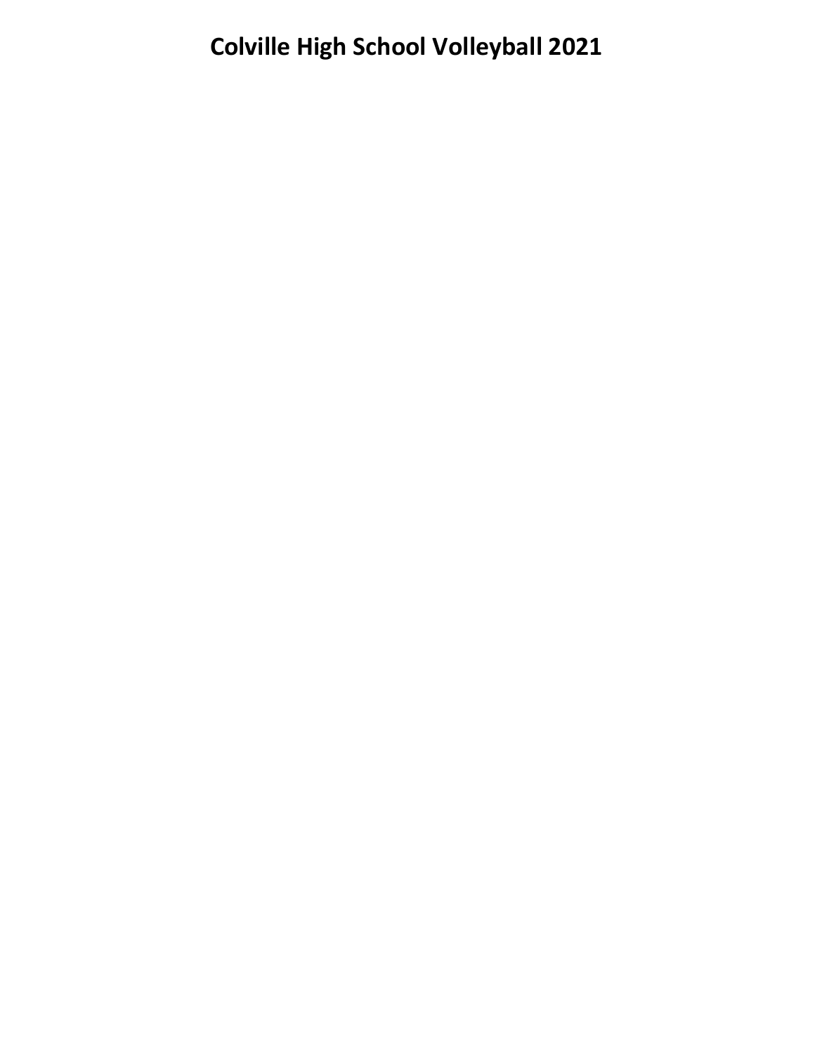# Colville High School Volleyball 2021